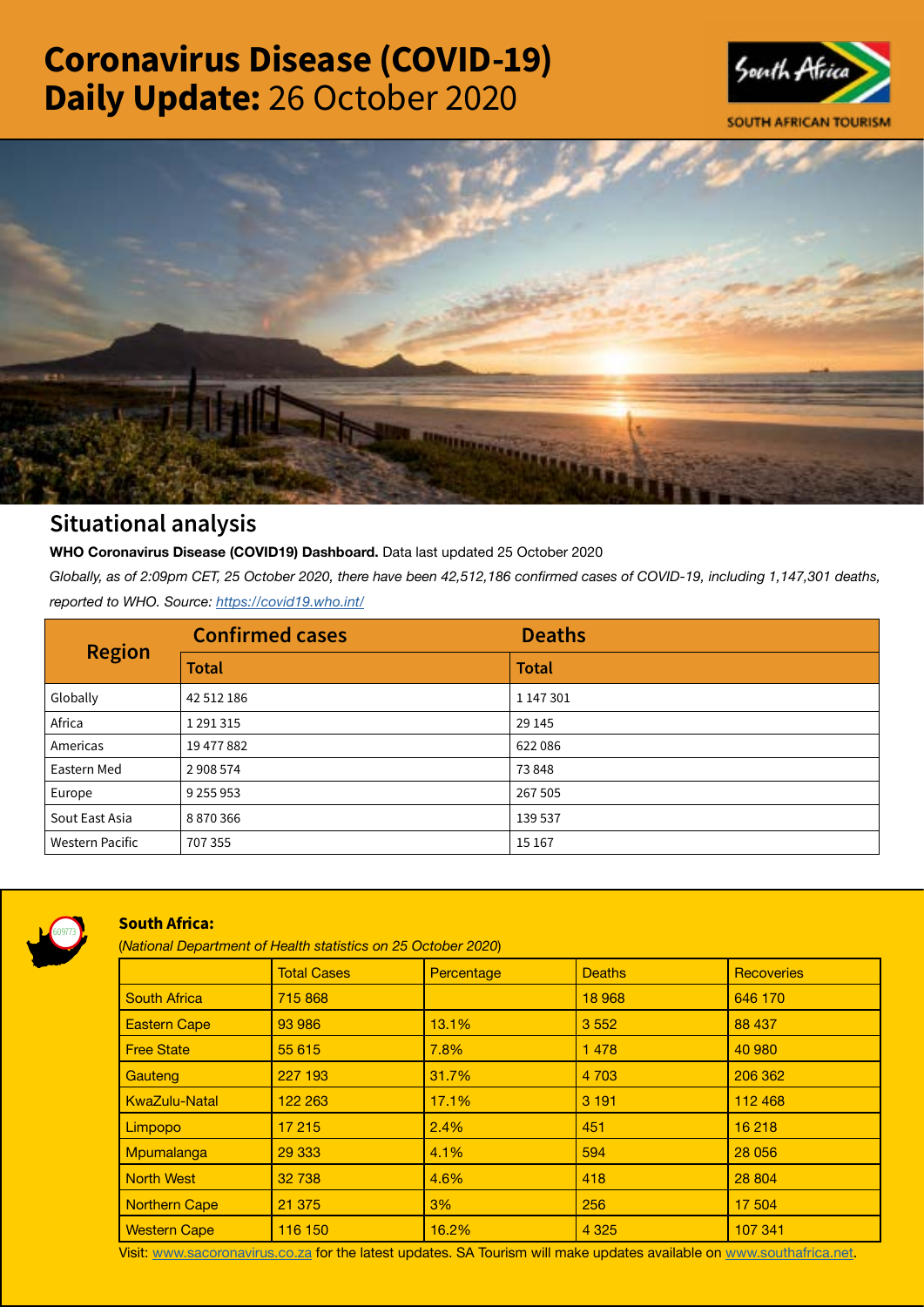# Coronavirus Disease (COVID-19) Daily Update: 26 October 2020

SOUTH AFRICAN TOURISM

## Situational analysis

**WHO Coronavirus Disease (COVID19) Dashboard.** Data last updated 25 October 2020

*Globally, as of 2:09pm CET, 25 October 2020, there have been 42,512,186 confirmed cases of COVID-19, including 1,147,301 deaths, reported to WHO. Source: https://covid19.who.int/*

| Region | Confirmed cases | Deaths |
|---|---|---|
| | Total | Total |
| Globally | 42 512 186 | 1 147 301 |
| Africa | 1 291 315 | 29 145 |
| Americas | 19 477 882 | 622 086 |
| Eastern Med | 2 908 574 | 73 848 |
| Europe | 9 255 953 | 267 505 |
| Sout East Asia | 8 870 366 | 139 537 |
| Western Pacific | 707 355 | 15 167 |

### South Africa:

(*National Department of Health statistics on 25 October 2020*)

| | Total Cases | Percentage | Deaths | Recoveries |
|---|---|---|---|---|
| South Africa | 715 868 | | 18 968 | 646 170 |
| Eastern Cape | 93 986 | 13.1% | 3 552 | 88 437 |
| Free State | 55 615 | 7.8% | 1 478 | 40 980 |
| Gauteng | 227 193 | 31.7% | 4 703 | 206 362 |
| KwaZulu-Natal | 122 263 | 17.1% | 3 191 | 112 468 |
| Limpopo | 17 215 | 2.4% | 451 | 16 218 |
| Mpumalanga | 29 333 | 4.1% | 594 | 28 056 |
| North West | 32 738 | 4.6% | 418 | 28 804 |
| Northern Cape | 21 375 | 3% | 256 | 17 504 |
| Western Cape | 116 150 | 16.2% | 4 325 | 107 341 |

Visit: www.sacoronavirus.co.za for the latest updates. SA Tourism will make updates available on www.southafrica.net.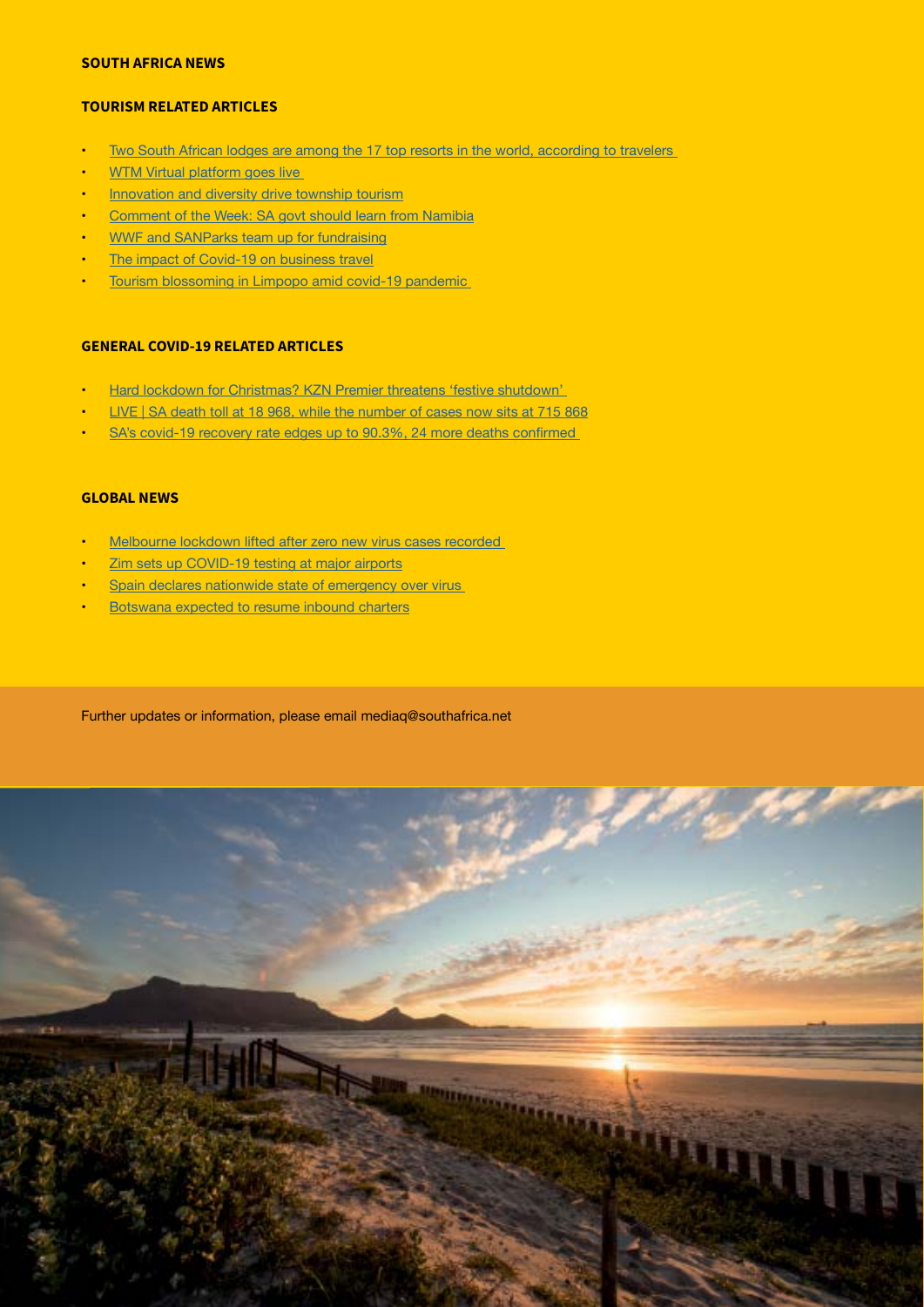## SOUTH AFRICA NEWS

### TOURISM RELATED ARTICLES

- Two South African lodges are among the 17 top resorts in the world, according to travelers
- WTM Virtual platform goes live
- Innovation and diversity drive township tourism
- Comment of the Week: SA govt should learn from Namibia
- WWF and SANParks team up for fundraising
- The impact of Covid-19 on business travel
- Tourism blossoming in Limpopo amid covid-19 pandemic

### GENERAL COVID-19 RELATED ARTICLES

- Hard lockdown for Christmas? KZN Premier threatens 'festive shutdown'
- LIVE | SA death toll at 18 968, while the number of cases now sits at 715 868
- SA's covid-19 recovery rate edges up to 90.3%, 24 more deaths confirmed

## GLOBAL NEWS

- Melbourne lockdown lifted after zero new virus cases recorded
- Zim sets up COVID-19 testing at major airports
- Spain declares nationwide state of emergency over virus
- Botswana expected to resume inbound charters

Further updates or information, please email mediaq@southafrica.net